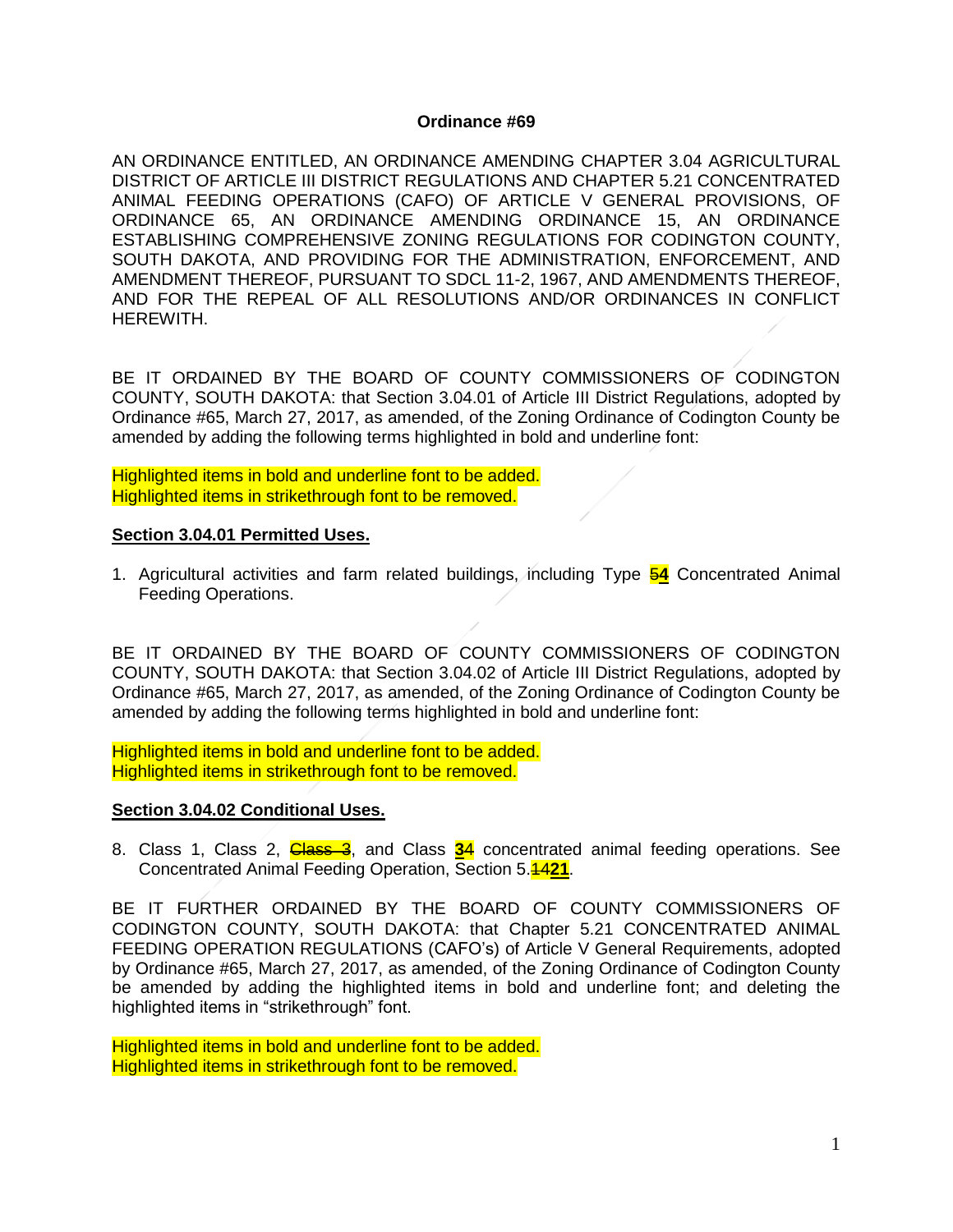**Ordinance #69**

AN ORDINANCE ENTITLED, AN ORDINANCE AMENDING CHAPTER 3.04 AGRICULTURAL DISTRICT OF ARTICLE III DISTRICT REGULATIONS AND CHAPTER 5.21 CONCENTRATED ANIMAL FEEDING OPERATIONS (CAFO) OF ARTICLE V GENERAL PROVISIONS, OF ORDINANCE 65, AN ORDINANCE AMENDING ORDINANCE 15, AN ORDINANCE ESTABLISHING COMPREHENSIVE ZONING REGULATIONS FOR CODINGTON COUNTY, SOUTH DAKOTA, AND PROVIDING FOR THE ADMINISTRATION, ENFORCEMENT, AND AMENDMENT THEREOF, PURSUANT TO SDCL 11-2, 1967, AND AMENDMENTS THEREOF, AND FOR THE REPEAL OF ALL RESOLUTIONS AND/OR ORDINANCES IN CONFLICT HEREWITH.

BE IT ORDAINED BY THE BOARD OF COUNTY COMMISSIONERS OF CODINGTON COUNTY, SOUTH DAKOTA: that Section 3.04.01 of Article III District Regulations, adopted by Ordinance #65, March 27, 2017, as amended, of the Zoning Ordinance of Codington County be amended by adding the following terms highlighted in bold and underline font:

Highlighted items in bold and underline font to be added.
Highlighted items in strikethrough font to be removed.

**Section 3.04.01 Permitted Uses.**

1. Agricultural activities and farm related buildings, including Type ~~5~~**4** Concentrated Animal Feeding Operations.

BE IT ORDAINED BY THE BOARD OF COUNTY COMMISSIONERS OF CODINGTON COUNTY, SOUTH DAKOTA: that Section 3.04.02 of Article III District Regulations, adopted by Ordinance #65, March 27, 2017, as amended, of the Zoning Ordinance of Codington County be amended by adding the following terms highlighted in bold and underline font:

Highlighted items in bold and underline font to be added.
Highlighted items in strikethrough font to be removed.

**Section 3.04.02 Conditional Uses.**

8. Class 1, Class 2, ~~Class 3~~, and Class ~~3~~**4** concentrated animal feeding operations. See Concentrated Animal Feeding Operation, Section 5.~~14~~**21**.

BE IT FURTHER ORDAINED BY THE BOARD OF COUNTY COMMISSIONERS OF CODINGTON COUNTY, SOUTH DAKOTA: that Chapter 5.21 CONCENTRATED ANIMAL FEEDING OPERATION REGULATIONS (CAFO's) of Article V General Requirements, adopted by Ordinance #65, March 27, 2017, as amended, of the Zoning Ordinance of Codington County be amended by adding the highlighted items in bold and underline font; and deleting the highlighted items in "strikethrough" font.

Highlighted items in bold and underline font to be added.
Highlighted items in strikethrough font to be removed.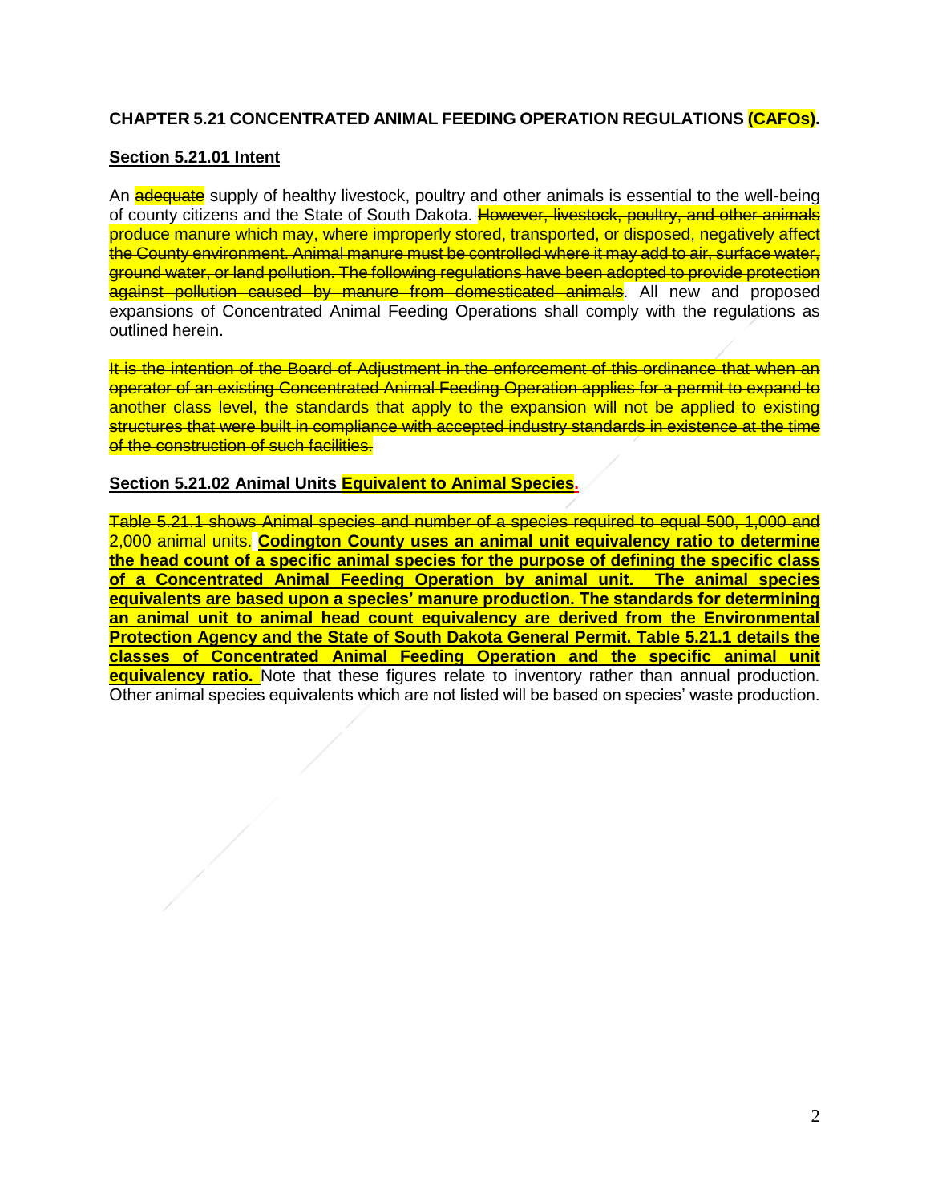**CHAPTER 5.21 CONCENTRATED ANIMAL FEEDING OPERATION REGULATIONS (CAFOs).**

**Section 5.21.01 Intent**

An ~~adequate~~ supply of healthy livestock, poultry and other animals is essential to the well-being of county citizens and the State of South Dakota. ~~However, livestock, poultry, and other animals produce manure which may, where improperly stored, transported, or disposed, negatively affect the County environment. Animal manure must be controlled where it may add to air, surface water, ground water, or land pollution. The following regulations have been adopted to provide protection against pollution caused by manure from domesticated animals~~. All new and proposed expansions of Concentrated Animal Feeding Operations shall comply with the regulations as outlined herein.

~~It is the intention of the Board of Adjustment in the enforcement of this ordinance that when an operator of an existing Concentrated Animal Feeding Operation applies for a permit to expand to another class level, the standards that apply to the expansion will not be applied to existing structures that were built in compliance with accepted industry standards in existence at the time of the construction of such facilities.~~

**Section 5.21.02 Animal Units Equivalent to Animal Species.**

~~Table 5.21.1 shows Animal species and number of a species required to equal 500, 1,000 and 2,000 animal units.~~ **Codington County uses an animal unit equivalency ratio to determine the head count of a specific animal species for the purpose of defining the specific class of a Concentrated Animal Feeding Operation by animal unit. The animal species equivalents are based upon a species' manure production. The standards for determining an animal unit to animal head count equivalency are derived from the Environmental Protection Agency and the State of South Dakota General Permit. Table 5.21.1 details the classes of Concentrated Animal Feeding Operation and the specific animal unit equivalency ratio.** Note that these figures relate to inventory rather than annual production. Other animal species equivalents which are not listed will be based on species' waste production.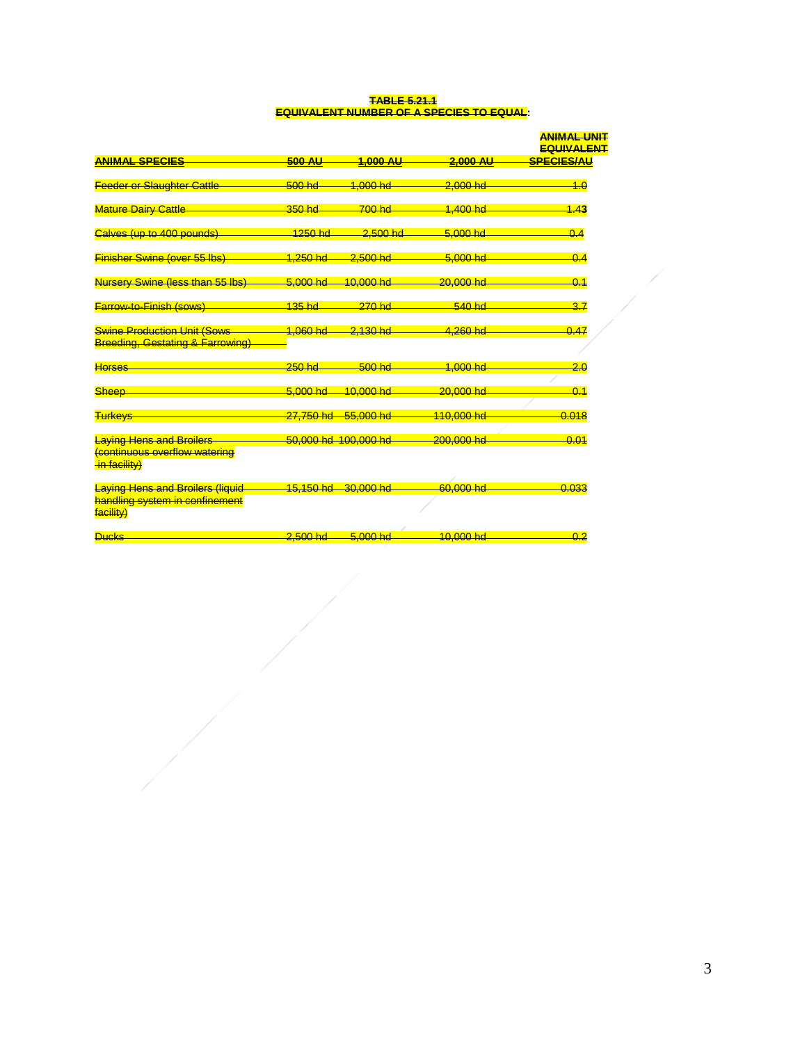**TABLE 5.21.1**
**EQUIVALENT NUMBER OF A SPECIES TO EQUAL:**

| ANIMAL SPECIES | 500 AU | 1,000 AU | 2,000 AU | ANIMAL UNIT EQUIVALENT SPECIES/AU |
|---|---|---|---|---|
| Feeder or Slaughter Cattle | 500 hd | 1,000 hd | 2,000 hd | 1.0 |
| Mature Dairy Cattle | 350 hd | 700 hd | 1,400 hd | 1.43 |
| Calves (up to 400 pounds) | 1250 hd | 2,500 hd | 5,000 hd | 0.4 |
| Finisher Swine (over 55 lbs) | 1,250 hd | 2,500 hd | 5,000 hd | 0.4 |
| Nursery Swine (less than 55 lbs) | 5,000 hd | 10,000 hd | 20,000 hd | 0.1 |
| Farrow-to-Finish (sows) | 135 hd | 270 hd | 540 hd | 3.7 |
| Swine Production Unit (Sows Breeding, Gestating & Farrowing) | 1,060 hd | 2,130 hd | 4,260 hd | 0.47 |
| Horses | 250 hd | 500 hd | 1,000 hd | 2.0 |
| Sheep | 5,000 hd | 10,000 hd | 20,000 hd | 0.1 |
| Turkeys | 27,750 hd | 55,000 hd | 110,000 hd | 0.018 |
| Laying Hens and Broilers (continuous overflow watering in facility) | 50,000 hd | 100,000 hd | 200,000 hd | 0.01 |
| Laying Hens and Broilers (liquid handling system in confinement facility) | 15,150 hd | 30,000 hd | 60,000 hd | 0.033 |
| Ducks | 2,500 hd | 5,000 hd | 10,000 hd | 0.2 |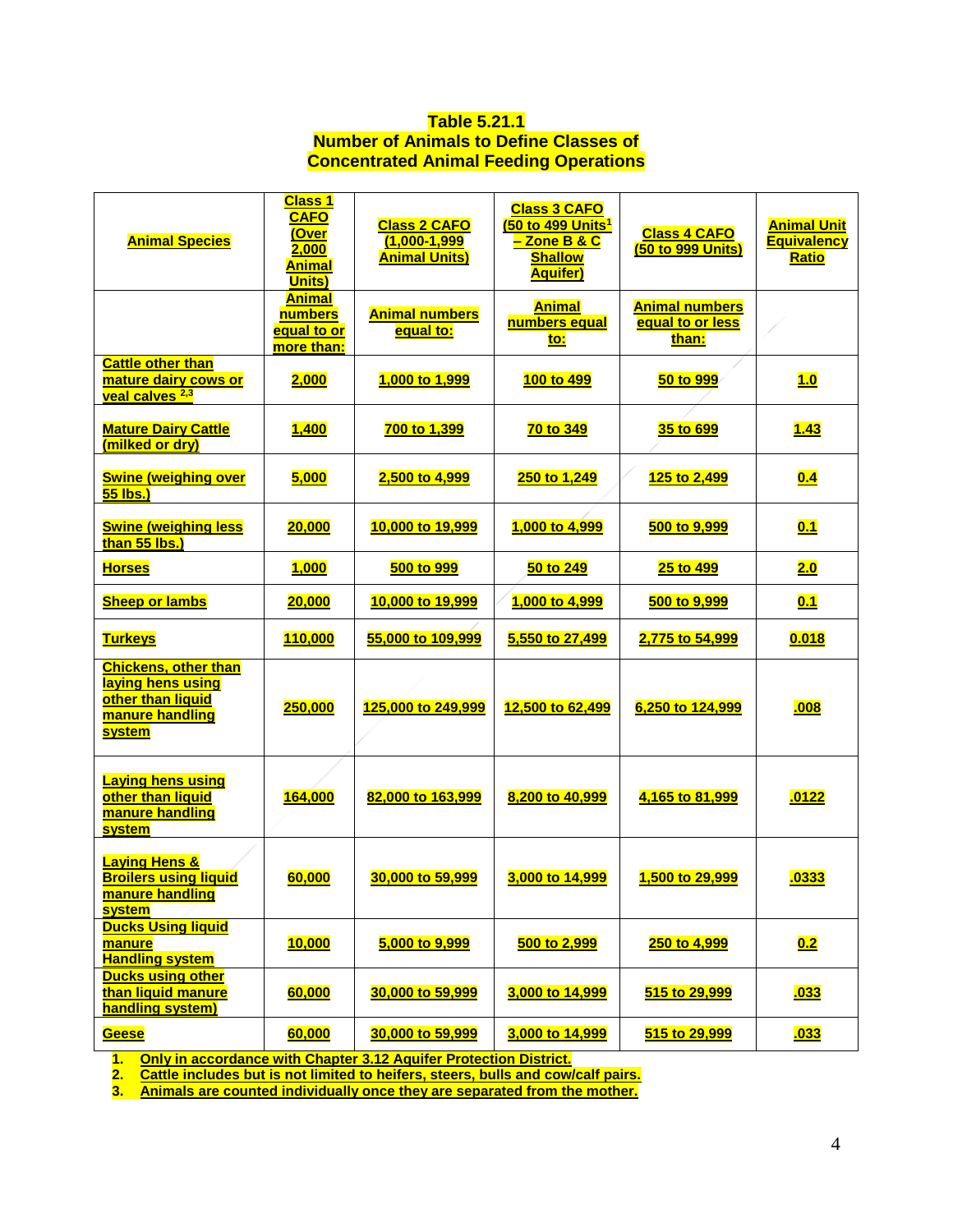**Table 5.21.1**
**Number of Animals to Define Classes of Concentrated Animal Feeding Operations**

| Animal Species | Class 1 CAFO (Over 2,000 Animal Units) | Class 2 CAFO (1,000-1,999 Animal Units) | Class 3 CAFO (50 to 499 Units[1] – Zone B & C Shallow Aquifer) | Class 4 CAFO (50 to 999 Units) | Animal Unit Equivalency Ratio |
|---|---|---|---|---|---|
| | Animal numbers equal to or more than: | Animal numbers equal to: | Animal numbers equal to: | Animal numbers equal to or less than: | |
| Cattle other than mature dairy cows or veal calves [2,3] | 2,000 | 1,000 to 1,999 | 100 to 499 | 50 to 999 | 1.0 |
| Mature Dairy Cattle (milked or dry) | 1,400 | 700 to 1,399 | 70 to 349 | 35 to 699 | 1.43 |
| Swine (weighing over 55 lbs.) | 5,000 | 2,500 to 4,999 | 250 to 1,249 | 125 to 2,499 | 0.4 |
| Swine (weighing less than 55 lbs.) | 20,000 | 10,000 to 19,999 | 1,000 to 4,999 | 500 to 9,999 | 0.1 |
| Horses | 1,000 | 500 to 999 | 50 to 249 | 25 to 499 | 2.0 |
| Sheep or lambs | 20,000 | 10,000 to 19,999 | 1,000 to 4,999 | 500 to 9,999 | 0.1 |
| Turkeys | 110,000 | 55,000 to 109,999 | 5,550 to 27,499 | 2,775 to 54,999 | 0.018 |
| Chickens, other than laying hens using other than liquid manure handling system | 250,000 | 125,000 to 249,999 | 12,500 to 62,499 | 6,250 to 124,999 | .008 |
| Laying hens using other than liquid manure handling system | 164,000 | 82,000 to 163,999 | 8,200 to 40,999 | 4,165 to 81,999 | .0122 |
| Laying Hens & Broilers using liquid manure handling system | 60,000 | 30,000 to 59,999 | 3,000 to 14,999 | 1,500 to 29,999 | .0333 |
| Ducks Using liquid manure Handling system | 10,000 | 5,000 to 9,999 | 500 to 2,999 | 250 to 4,999 | 0.2 |
| Ducks using other than liquid manure handling system) | 60,000 | 30,000 to 59,999 | 3,000 to 14,999 | 515 to 29,999 | .033 |
| Geese | 60,000 | 30,000 to 59,999 | 3,000 to 14,999 | 515 to 29,999 | .033 |

1. Only in accordance with Chapter 3.12 Aquifer Protection District.
2. Cattle includes but is not limited to heifers, steers, bulls and cow/calf pairs.
3. Animals are counted individually once they are separated from the mother.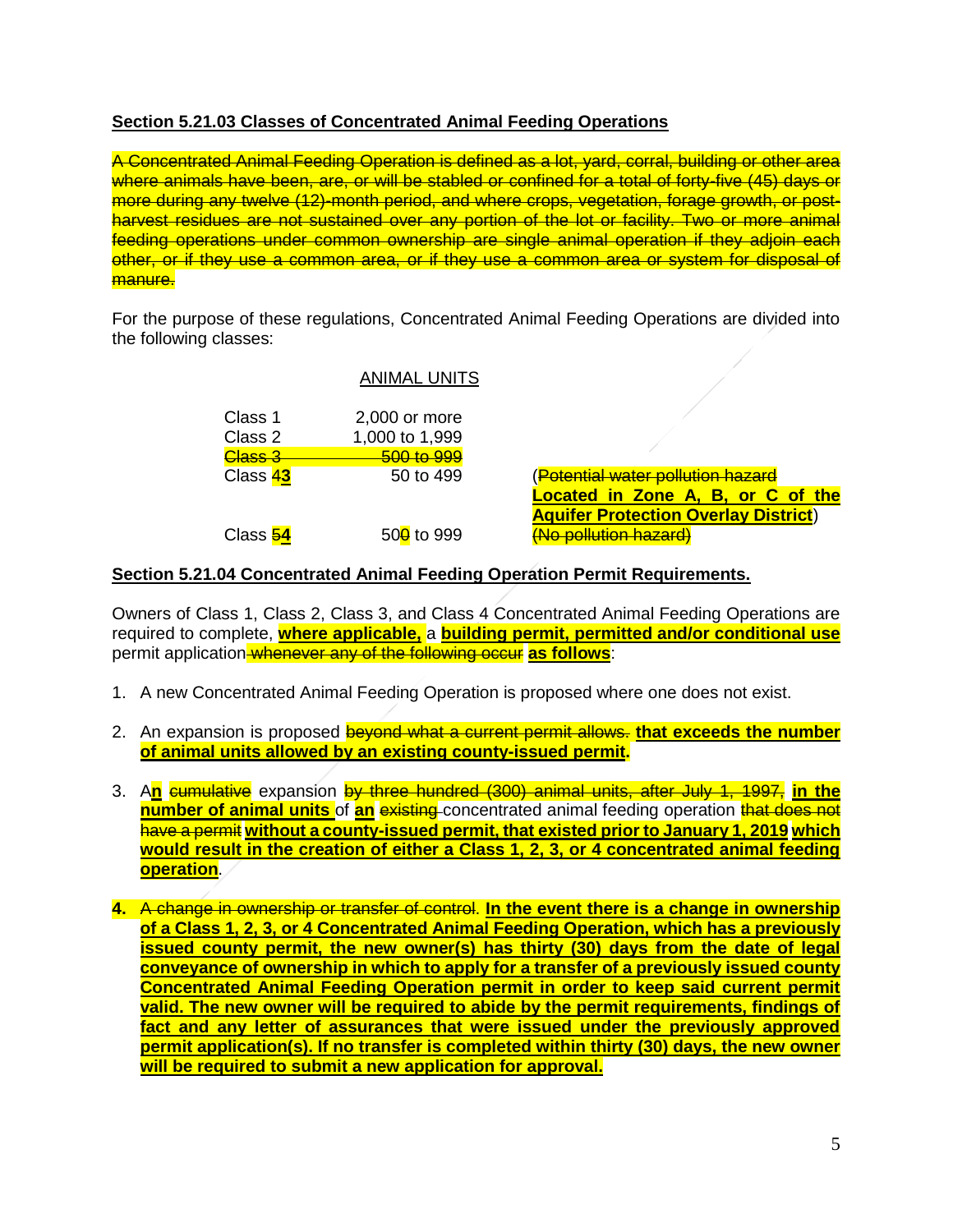**Section 5.21.03 Classes of Concentrated Animal Feeding Operations**

~~A Concentrated Animal Feeding Operation is defined as a lot, yard, corral, building or other area where animals have been, are, or will be stabled or confined for a total of forty-five (45) days or more during any twelve (12)-month period, and where crops, vegetation, forage growth, or post-harvest residues are not sustained over any portion of the lot or facility. Two or more animal feeding operations under common ownership are single animal operation if they adjoin each other, or if they use a common area, or if they use a common area or system for disposal of manure.~~

For the purpose of these regulations, Concentrated Animal Feeding Operations are divided into the following classes:

| | ANIMAL UNITS | |
|---|---|---|
| Class 1 | 2,000 or more | |
| Class 2 | 1,000 to 1,999 | |
| ~~Class 3~~ | ~~500 to 999~~ | |
| Class ~~4~~**3** | 50 to 499 | (~~Potential water pollution hazard~~ **Located in Zone A, B, or C of the Aquifer Protection Overlay District**) |
| Class ~~5~~**4** | 50~~0~~ to 999 | ~~(No pollution hazard)~~ |

**Section 5.21.04 Concentrated Animal Feeding Operation Permit Requirements.**

Owners of Class 1, Class 2, Class 3, and Class 4 Concentrated Animal Feeding Operations are required to complete, **where applicable,** a **building permit, permitted and/or conditional use** permit application ~~whenever any of the following occur~~ **as follows**:

1. A new Concentrated Animal Feeding Operation is proposed where one does not exist.

2. An expansion is proposed ~~beyond what a current permit allows.~~ **that exceeds the number of animal units allowed by an existing county-issued permit.**

3. A**n** ~~cumulative~~ expansion ~~by three hundred (300) animal units, after July 1, 1997,~~ **in the number of animal units** of **an** ~~existing~~ concentrated animal feeding operation ~~that does not have a permit~~ **without a county-issued permit, that existed prior to January 1, 2019 which would result in the creation of either a Class 1, 2, 3, or 4 concentrated animal feeding operation**.

4. ~~A change in ownership or transfer of control.~~ **In the event there is a change in ownership of a Class 1, 2, 3, or 4 Concentrated Animal Feeding Operation, which has a previously issued county permit, the new owner(s) has thirty (30) days from the date of legal conveyance of ownership in which to apply for a transfer of a previously issued county Concentrated Animal Feeding Operation permit in order to keep said current permit valid. The new owner will be required to abide by the permit requirements, findings of fact and any letter of assurances that were issued under the previously approved permit application(s). If no transfer is completed within thirty (30) days, the new owner will be required to submit a new application for approval.**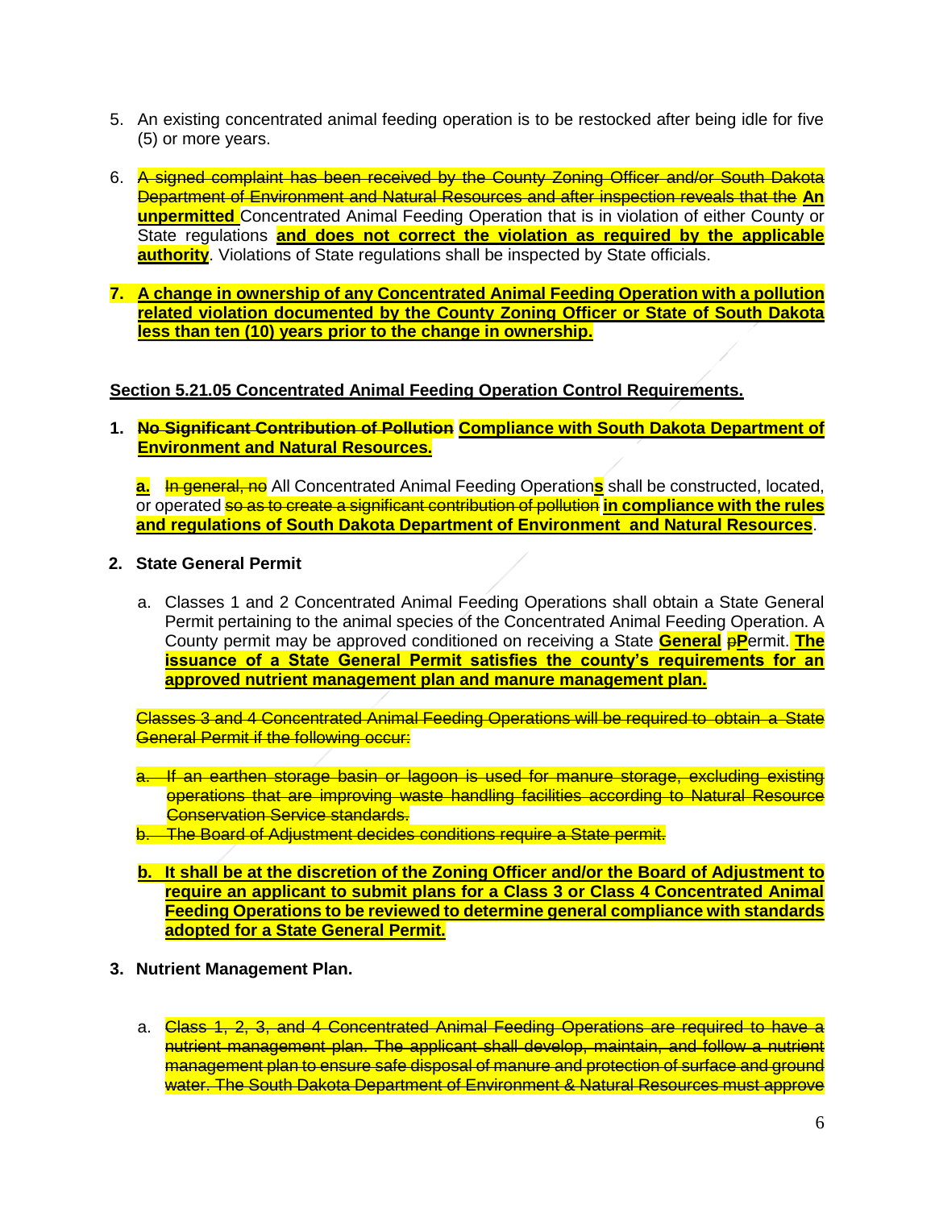5. An existing concentrated animal feeding operation is to be restocked after being idle for five (5) or more years.

6. ~~A signed complaint has been received by the County Zoning Officer and/or South Dakota Department of Environment and Natural Resources and after inspection reveals that the~~ **An unpermitted** Concentrated Animal Feeding Operation that is in violation of either County or State regulations **and does not correct the violation as required by the applicable authority**. Violations of State regulations shall be inspected by State officials.

7. **A change in ownership of any Concentrated Animal Feeding Operation with a pollution related violation documented by the County Zoning Officer or State of South Dakota less than ten (10) years prior to the change in ownership.**

**Section 5.21.05 Concentrated Animal Feeding Operation Control Requirements.**

1. **~~No Significant Contribution of Pollution~~ Compliance with South Dakota Department of Environment and Natural Resources.**

   **a.** ~~In general, no~~ All Concentrated Animal Feeding Operation**s** shall be constructed, located, or operated ~~so as to create a significant contribution of pollution~~ **in compliance with the rules and regulations of South Dakota Department of Environment and Natural Resources**.

2. **State General Permit**

   a. Classes 1 and 2 Concentrated Animal Feeding Operations shall obtain a State General Permit pertaining to the animal species of the Concentrated Animal Feeding Operation. A County permit may be approved conditioned on receiving a State **General** ~~p~~**P**ermit. **The issuance of a State General Permit satisfies the county's requirements for an approved nutrient management plan and manure management plan.**

   ~~Classes 3 and 4 Concentrated Animal Feeding Operations will be required to obtain a State General Permit if the following occur:~~

   ~~a. If an earthen storage basin or lagoon is used for manure storage, excluding existing operations that are improving waste handling facilities according to Natural Resource Conservation Service standards.~~

   ~~b. The Board of Adjustment decides conditions require a State permit.~~

   **b. It shall be at the discretion of the Zoning Officer and/or the Board of Adjustment to require an applicant to submit plans for a Class 3 or Class 4 Concentrated Animal Feeding Operations to be reviewed to determine general compliance with standards adopted for a State General Permit.**

3. **Nutrient Management Plan.**

   a. ~~Class 1, 2, 3, and 4 Concentrated Animal Feeding Operations are required to have a nutrient management plan. The applicant shall develop, maintain, and follow a nutrient management plan to ensure safe disposal of manure and protection of surface and ground water. The South Dakota Department of Environment & Natural Resources must approve~~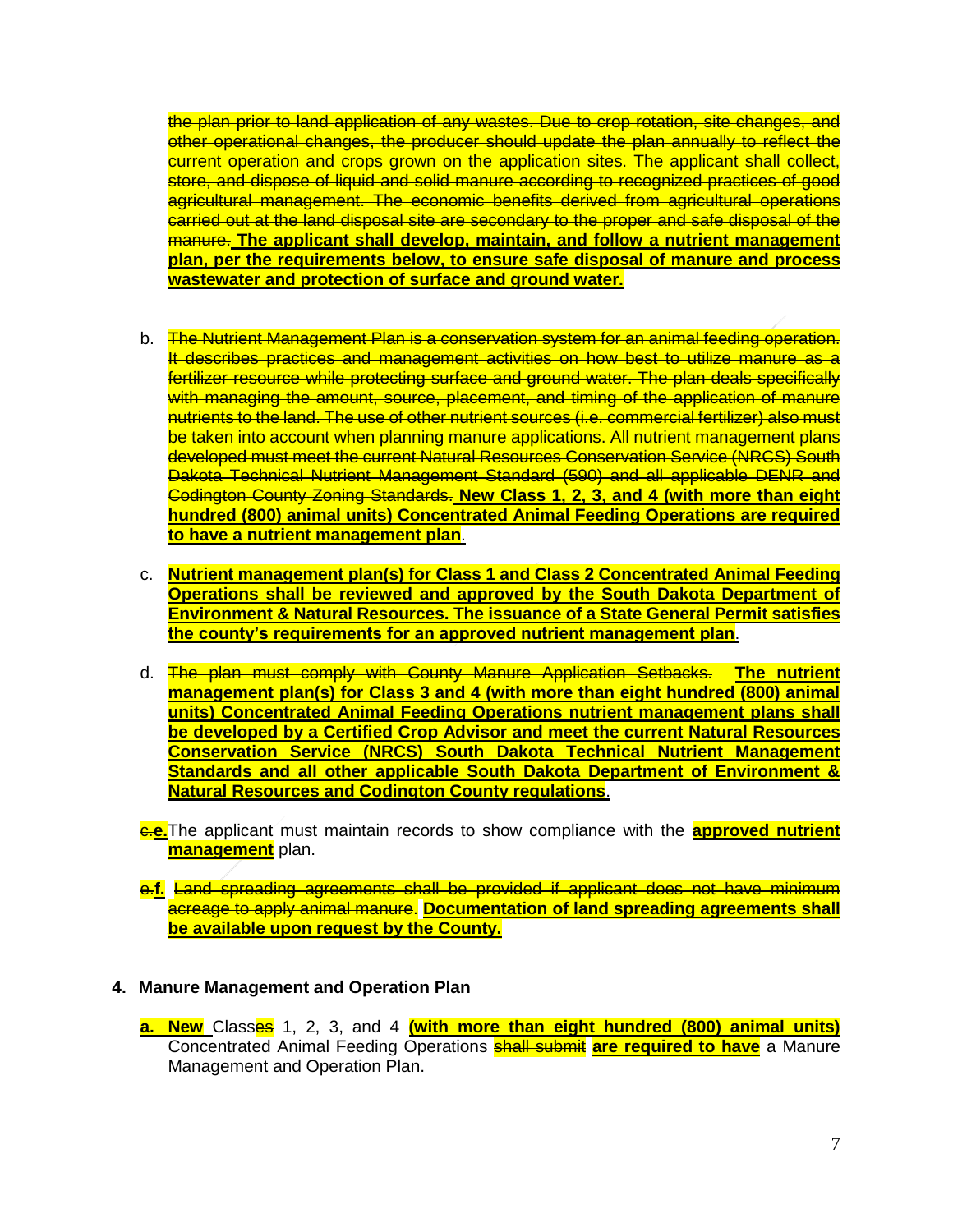~~the plan prior to land application of any wastes. Due to crop rotation, site changes, and other operational changes, the producer should update the plan annually to reflect the current operation and crops grown on the application sites. The applicant shall collect, store, and dispose of liquid and solid manure according to recognized practices of good agricultural management. The economic benefits derived from agricultural operations carried out at the land disposal site are secondary to the proper and safe disposal of the manure.~~ **The applicant shall develop, maintain, and follow a nutrient management plan, per the requirements below, to ensure safe disposal of manure and process wastewater and protection of surface and ground water.**

b. ~~The Nutrient Management Plan is a conservation system for an animal feeding operation. It describes practices and management activities on how best to utilize manure as a fertilizer resource while protecting surface and ground water. The plan deals specifically with managing the amount, source, placement, and timing of the application of manure nutrients to the land. The use of other nutrient sources (i.e. commercial fertilizer) also must be taken into account when planning manure applications. All nutrient management plans developed must meet the current Natural Resources Conservation Service (NRCS) South Dakota Technical Nutrient Management Standard (590) and all applicable DENR and Codington County Zoning Standards.~~ **New Class 1, 2, 3, and 4 (with more than eight hundred (800) animal units) Concentrated Animal Feeding Operations are required to have a nutrient management plan**.

c. **Nutrient management plan(s) for Class 1 and Class 2 Concentrated Animal Feeding Operations shall be reviewed and approved by the South Dakota Department of Environment & Natural Resources. The issuance of a State General Permit satisfies the county's requirements for an approved nutrient management plan**.

d. ~~The plan must comply with County Manure Application Setbacks.~~ **The nutrient management plan(s) for Class 3 and 4 (with more than eight hundred (800) animal units) Concentrated Animal Feeding Operations nutrient management plans shall be developed by a Certified Crop Advisor and meet the current Natural Resources Conservation Service (NRCS) South Dakota Technical Nutrient Management Standards and all other applicable South Dakota Department of Environment & Natural Resources and Codington County regulations**.

~~c.~~**e.** The applicant must maintain records to show compliance with the **approved nutrient management** plan.

~~e.~~**f.** ~~Land spreading agreements shall be provided if applicant does not have minimum acreage to apply animal manure~~. **Documentation of land spreading agreements shall be available upon request by the County.**

**4. Manure Management and Operation Plan**

**a. New** Class~~es~~ 1, 2, 3, and 4 **(with more than eight hundred (800) animal units)** Concentrated Animal Feeding Operations ~~shall submit~~ **are required to have** a Manure Management and Operation Plan.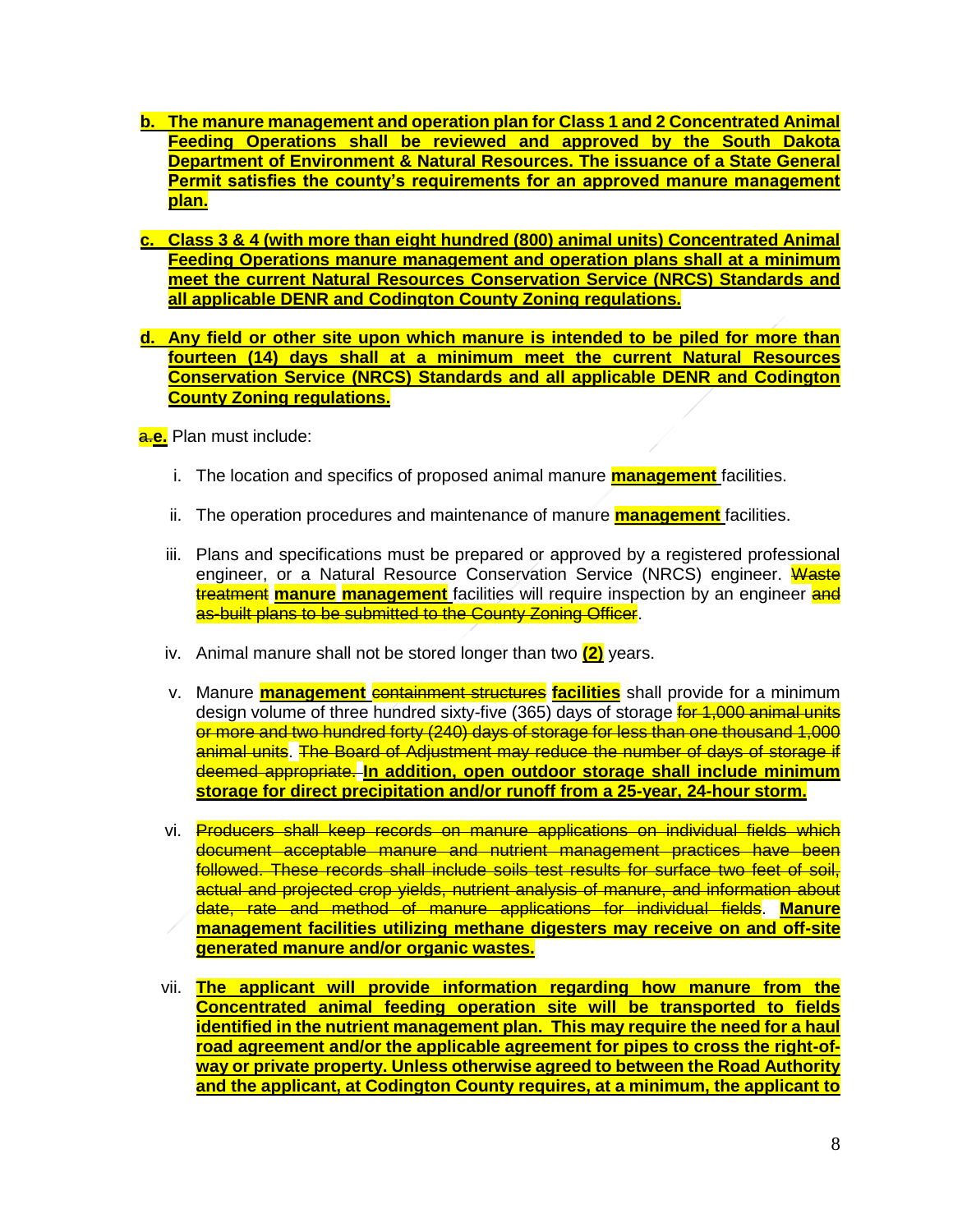b. **The manure management and operation plan for Class 1 and 2 Concentrated Animal Feeding Operations shall be reviewed and approved by the South Dakota Department of Environment & Natural Resources. The issuance of a State General Permit satisfies the county's requirements for an approved manure management plan.**

c. **Class 3 & 4 (with more than eight hundred (800) animal units) Concentrated Animal Feeding Operations manure management and operation plans shall at a minimum meet the current Natural Resources Conservation Service (NRCS) Standards and all applicable DENR and Codington County Zoning regulations.**

d. **Any field or other site upon which manure is intended to be piled for more than fourteen (14) days shall at a minimum meet the current Natural Resources Conservation Service (NRCS) Standards and all applicable DENR and Codington County Zoning regulations.**

~~a.~~**e.** Plan must include:

i. The location and specifics of proposed animal manure **management** facilities.

ii. The operation procedures and maintenance of manure **management** facilities.

iii. Plans and specifications must be prepared or approved by a registered professional engineer, or a Natural Resource Conservation Service (NRCS) engineer. ~~Waste treatment~~ **manure management** facilities will require inspection by an engineer ~~and as-built plans to be submitted to the County Zoning Officer~~.

iv. Animal manure shall not be stored longer than two **(2)** years.

v. Manure **management** ~~containment structures~~ **facilities** shall provide for a minimum design volume of three hundred sixty-five (365) days of storage ~~for 1,000 animal units or more and two hundred forty (240) days of storage for less than one thousand 1,000 animal units~~. ~~The Board of Adjustment may reduce the number of days of storage if deemed appropriate.~~ **In addition, open outdoor storage shall include minimum storage for direct precipitation and/or runoff from a 25-year, 24-hour storm.**

vi. ~~Producers shall keep records on manure applications on individual fields which document acceptable manure and nutrient management practices have been followed. These records shall include soils test results for surface two feet of soil, actual and projected crop yields, nutrient analysis of manure, and information about date, rate and method of manure applications for individual fields~~. **Manure management facilities utilizing methane digesters may receive on and off-site generated manure and/or organic wastes.**

vii. **The applicant will provide information regarding how manure from the Concentrated animal feeding operation site will be transported to fields identified in the nutrient management plan. This may require the need for a haul road agreement and/or the applicable agreement for pipes to cross the right-of-way or private property. Unless otherwise agreed to between the Road Authority and the applicant, at Codington County requires, at a minimum, the applicant to**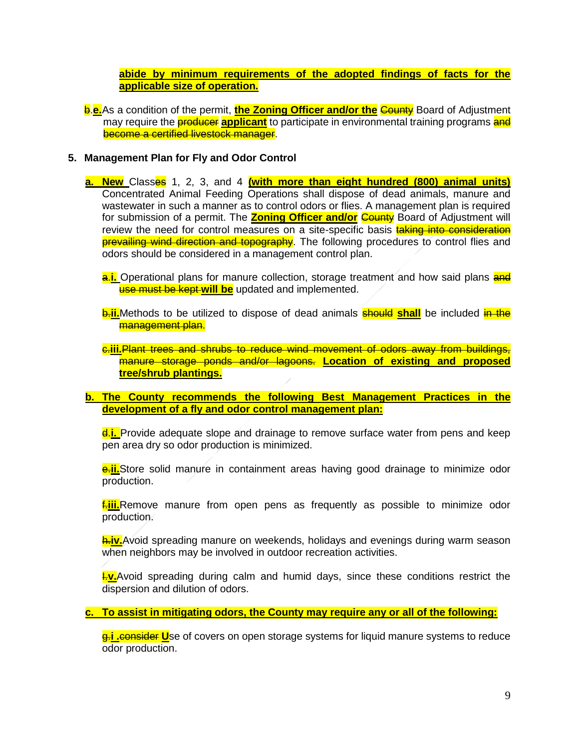**abide by minimum requirements of the adopted findings of facts for the applicable size of operation.**

~~b~~.**e.** As a condition of the permit, **the Zoning Officer and/or the** ~~County~~ Board of Adjustment may require the ~~producer~~ **applicant** to participate in environmental training programs ~~and become a certified livestock manager~~.

**5. Management Plan for Fly and Odor Control**

**a. New** Class~~es~~ 1, 2, 3, and 4 **(with more than eight hundred (800) animal units)** Concentrated Animal Feeding Operations shall dispose of dead animals, manure and wastewater in such a manner as to control odors or flies. A management plan is required for submission of a permit. The **Zoning Officer and/or** ~~County~~ Board of Adjustment will review the need for control measures on a site-specific basis ~~taking into consideration prevailing wind direction and topography~~. The following procedures to control flies and odors should be considered in a management control plan.

~~a~~.**i.** Operational plans for manure collection, storage treatment and how said plans ~~and use must be kept~~ **will be** updated and implemented.

~~b.~~**ii.** Methods to be utilized to dispose of dead animals ~~should~~ **shall** be included ~~in the management plan~~.

~~c.~~**iii.** ~~Plant trees and shrubs to reduce wind movement of odors away from buildings, manure storage ponds and/or lagoons.~~ **Location of existing and proposed tree/shrub plantings.**

**b. The County recommends the following Best Management Practices in the development of a fly and odor control management plan:**

~~d~~.**i.** Provide adequate slope and drainage to remove surface water from pens and keep pen area dry so odor production is minimized.

~~e.~~**ii.** Store solid manure in containment areas having good drainage to minimize odor production.

~~f.~~**iii.** Remove manure from open pens as frequently as possible to minimize odor production.

~~h.~~**iv.** Avoid spreading manure on weekends, holidays and evenings during warm season when neighbors may be involved in outdoor recreation activities.

~~I.~~**v.** Avoid spreading during calm and humid days, since these conditions restrict the dispersion and dilution of odors.

**c. To assist in mitigating odors, the County may require any or all of the following:**

~~g.~~**i .**~~consider~~ **U**se of covers on open storage systems for liquid manure systems to reduce odor production.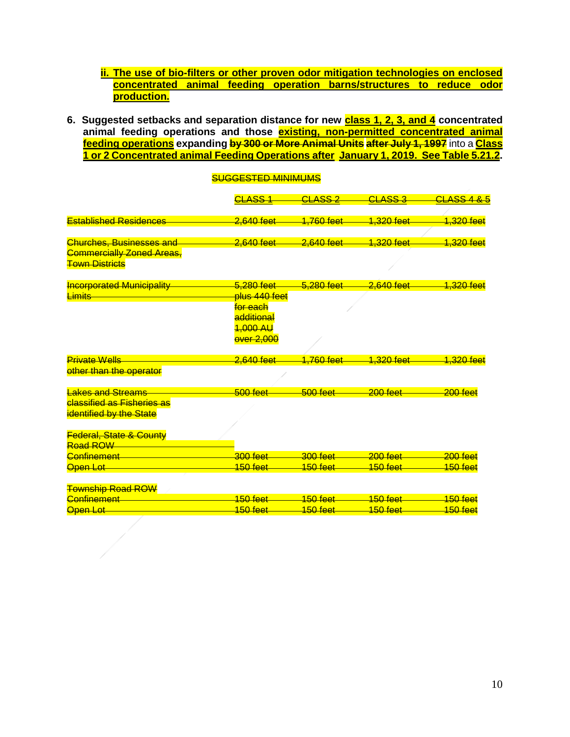ii. The use of bio-filters or other proven odor mitigation technologies on enclosed concentrated animal feeding operation barns/structures to reduce odor production.

6. **Suggested setbacks and separation distance for new class 1, 2, 3, and 4 concentrated animal feeding operations and those existing, non-permitted concentrated animal feeding operations expanding ~~by 300 or More Animal Units~~ ~~after July 1, 1997~~ into a Class 1 or 2 Concentrated animal Feeding Operations after January 1, 2019. See Table 5.21.2.**

~~SUGGESTED MINIMUMS~~

| | ~~CLASS 1~~ | ~~CLASS 2~~ | ~~CLASS 3~~ | ~~CLASS 4 & 5~~ |
|---|---|---|---|---|
| ~~Established Residences~~ | ~~2,640 feet~~ | ~~1,760 feet~~ | ~~1,320 feet~~ | ~~1,320 feet~~ |
| ~~Churches, Businesses and Commercially Zoned Areas, Town Districts~~ | ~~2,640 feet~~ | ~~2,640 feet~~ | ~~1,320 feet~~ | ~~1,320 feet~~ |
| ~~Incorporated Municipality Limits~~ | ~~5,280 feet plus 440 feet for each additional 1,000 AU over 2,000~~ | ~~5,280 feet~~ | ~~2,640 feet~~ | ~~1,320 feet~~ |
| ~~Private Wells other than the operator~~ | ~~2,640 feet~~ | ~~1,760 feet~~ | ~~1,320 feet~~ | ~~1,320 feet~~ |
| ~~Lakes and Streams classified as Fisheries as identified by the State~~ | ~~500 feet~~ | ~~500 feet~~ | ~~200 feet~~ | ~~200 feet~~ |
| ~~Federal, State & County Road ROW~~ | | | | |
| ~~Confinement~~ | ~~300 feet~~ | ~~300 feet~~ | ~~200 feet~~ | ~~200 feet~~ |
| ~~Open Lot~~ | ~~150 feet~~ | ~~150 feet~~ | ~~150 feet~~ | ~~150 feet~~ |
| ~~Township Road ROW~~ | | | | |
| ~~Confinement~~ | ~~150 feet~~ | ~~150 feet~~ | ~~150 feet~~ | ~~150 feet~~ |
| ~~Open Lot~~ | ~~150 feet~~ | ~~150 feet~~ | ~~150 feet~~ | ~~150 feet~~ |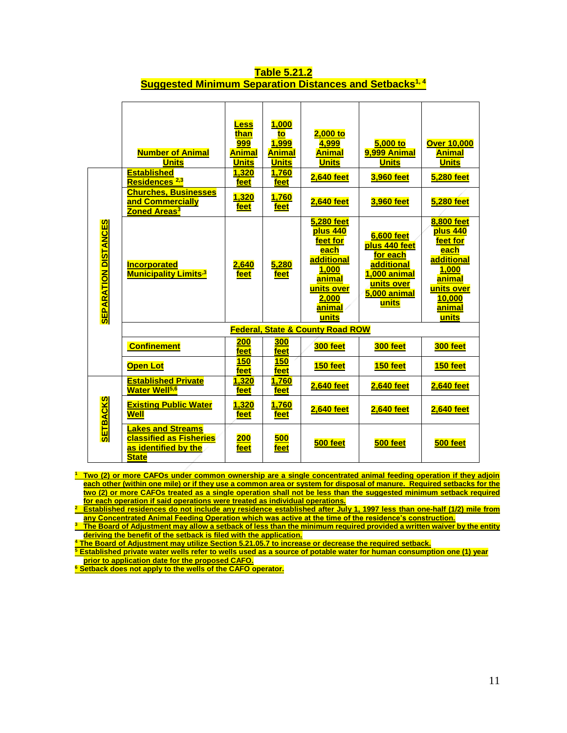**Table 5.21.2**
**Suggested Minimum Separation Distances and Setbacks[1, 4]**

| | Number of Animal Units | Less than 999 Animal Units | 1,000 to 1,999 Animal Units | 2,000 to 4,999 Animal Units | 5,000 to 9,999 Animal Units | Over 10,000 Animal Units |
|---|---|---|---|---|---|---|
| SEPARATION DISTANCES | Established Residences [2,3] | 1,320 feet | 1,760 feet | 2,640 feet | 3,960 feet | 5,280 feet |
| | Churches, Businesses and Commercially Zoned Areas[3] | 1,320 feet | 1,760 feet | 2,640 feet | 3,960 feet | 5,280 feet |
| | Incorporated Municipality Limits[3] | 2,640 feet | 5,280 feet | 5,280 feet plus 440 feet for each additional 1,000 animal units over 2,000 animal units | 6,600 feet plus 440 feet for each additional 1,000 animal units over 5,000 animal units | 8,800 feet plus 440 feet for each additional 1,000 animal units over 10,000 animal units |
| | Federal, State & County Road ROW | | | | | |
| | Confinement | 200 feet | 300 feet | 300 feet | 300 feet | 300 feet |
| | Open Lot | 150 feet | 150 feet | 150 feet | 150 feet | 150 feet |
| SETBACKS | Established Private Water Well[5,6] | 1,320 feet | 1,760 feet | 2,640 feet | 2,640 feet | 2,640 feet |
| | Existing Public Water Well | 1,320 feet | 1,760 feet | 2,640 feet | 2,640 feet | 2,640 feet |
| | Lakes and Streams classified as Fisheries as identified by the State | 200 feet | 500 feet | 500 feet | 500 feet | 500 feet |

[1] Two (2) or more CAFOs under common ownership are a single concentrated animal feeding operation if they adjoin each other (within one mile) or if they use a common area or system for disposal of manure. Required setbacks for the two (2) or more CAFOs treated as a single operation shall not be less than the suggested minimum setback required for each operation if said operations were treated as individual operations.

[2] Established residences do not include any residence established after July 1, 1997 less than one-half (1/2) mile from any Concentrated Animal Feeding Operation which was active at the time of the residence's construction.

[3] The Board of Adjustment may allow a setback of less than the minimum required provided a written waiver by the entity deriving the benefit of the setback is filed with the application.

[4] The Board of Adjustment may utilize Section 5.21.05.7 to increase or decrease the required setback.

[5] Established private water wells refer to wells used as a source of potable water for human consumption one (1) year prior to application date for the proposed CAFO.

[6] Setback does not apply to the wells of the CAFO operator.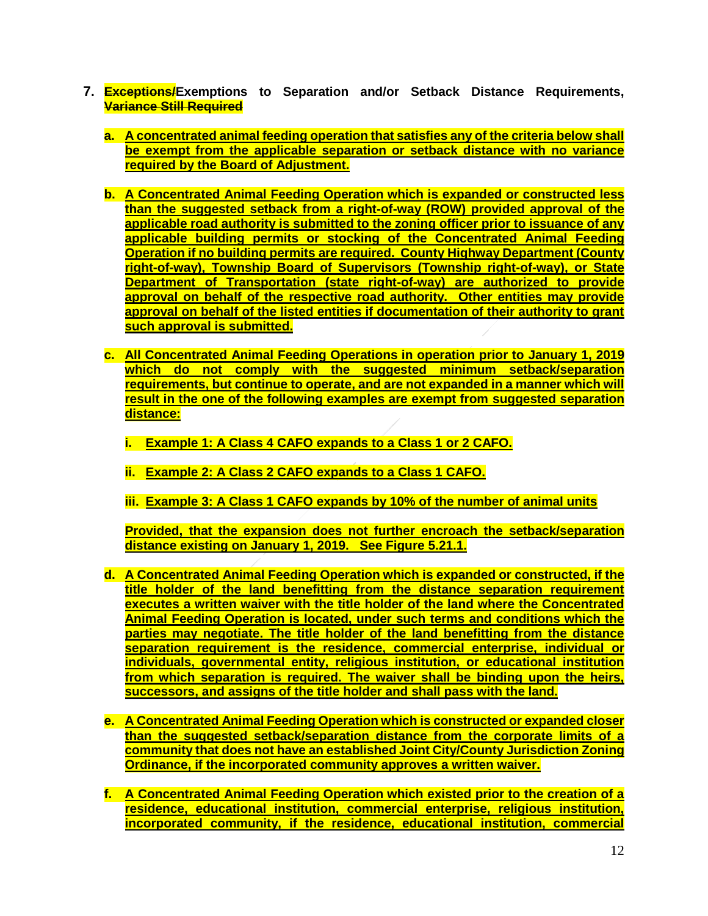7. **~~Exceptions/~~Exemptions to Separation and/or Setback Distance Requirements, ~~Variance Still Required~~**

   a. **A concentrated animal feeding operation that satisfies any of the criteria below shall be exempt from the applicable separation or setback distance with no variance required by the Board of Adjustment.**

   b. **A Concentrated Animal Feeding Operation which is expanded or constructed less than the suggested setback from a right-of-way (ROW) provided approval of the applicable road authority is submitted to the zoning officer prior to issuance of any applicable building permits or stocking of the Concentrated Animal Feeding Operation if no building permits are required. County Highway Department (County right-of-way), Township Board of Supervisors (Township right-of-way), or State Department of Transportation (state right-of-way) are authorized to provide approval on behalf of the respective road authority. Other entities may provide approval on behalf of the listed entities if documentation of their authority to grant such approval is submitted.**

   c. **All Concentrated Animal Feeding Operations in operation prior to January 1, 2019 which do not comply with the suggested minimum setback/separation requirements, but continue to operate, and are not expanded in a manner which will result in the one of the following examples are exempt from suggested separation distance:**

      i. **Example 1: A Class 4 CAFO expands to a Class 1 or 2 CAFO.**

      ii. **Example 2: A Class 2 CAFO expands to a Class 1 CAFO.**

      iii. **Example 3: A Class 1 CAFO expands by 10% of the number of animal units**

      **Provided, that the expansion does not further encroach the setback/separation distance existing on January 1, 2019. See Figure 5.21.1.**

   d. **A Concentrated Animal Feeding Operation which is expanded or constructed, if the title holder of the land benefitting from the distance separation requirement executes a written waiver with the title holder of the land where the Concentrated Animal Feeding Operation is located, under such terms and conditions which the parties may negotiate. The title holder of the land benefitting from the distance separation requirement is the residence, commercial enterprise, individual or individuals, governmental entity, religious institution, or educational institution from which separation is required. The waiver shall be binding upon the heirs, successors, and assigns of the title holder and shall pass with the land.**

   e. **A Concentrated Animal Feeding Operation which is constructed or expanded closer than the suggested setback/separation distance from the corporate limits of a community that does not have an established Joint City/County Jurisdiction Zoning Ordinance, if the incorporated community approves a written waiver.**

   f. **A Concentrated Animal Feeding Operation which existed prior to the creation of a residence, educational institution, commercial enterprise, religious institution, incorporated community, if the residence, educational institution, commercial**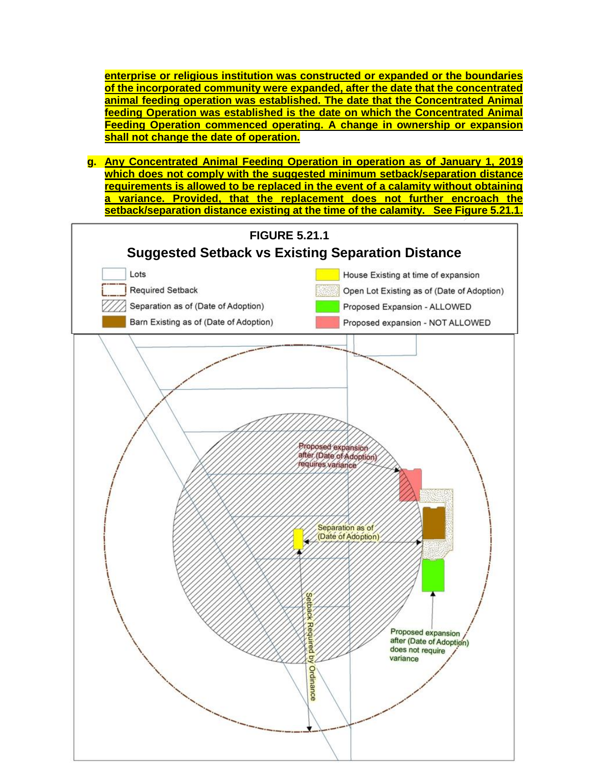**enterprise or religious institution was constructed or expanded or the boundaries of the incorporated community were expanded, after the date that the concentrated animal feeding operation was established. The date that the Concentrated Animal feeding Operation was established is the date on which the Concentrated Animal Feeding Operation commenced operating. A change in ownership or expansion shall not change the date of operation.**

**g. Any Concentrated Animal Feeding Operation in operation as of January 1, 2019 which does not comply with the suggested minimum setback/separation distance requirements is allowed to be replaced in the event of a calamity without obtaining a variance. Provided, that the replacement does not further encroach the setback/separation distance existing at the time of the calamity. See Figure 5.21.1.**

**FIGURE 5.21.1**

**Suggested Setback vs Existing Separation Distance**

- Lots
- Required Setback
- Separation as of (Date of Adoption)
- Barn Existing as of (Date of Adoption)
- House Existing at time of expansion
- Open Lot Existing as of (Date of Adoption)
- Proposed Expansion - ALLOWED
- Proposed expansion - NOT ALLOWED

Proposed expansion after (Date of Adoption) requires variance

Separation as of (Date of Adoption)

Setback Required by Ordinance

Proposed expansion after (Date of Adoption) does not require variance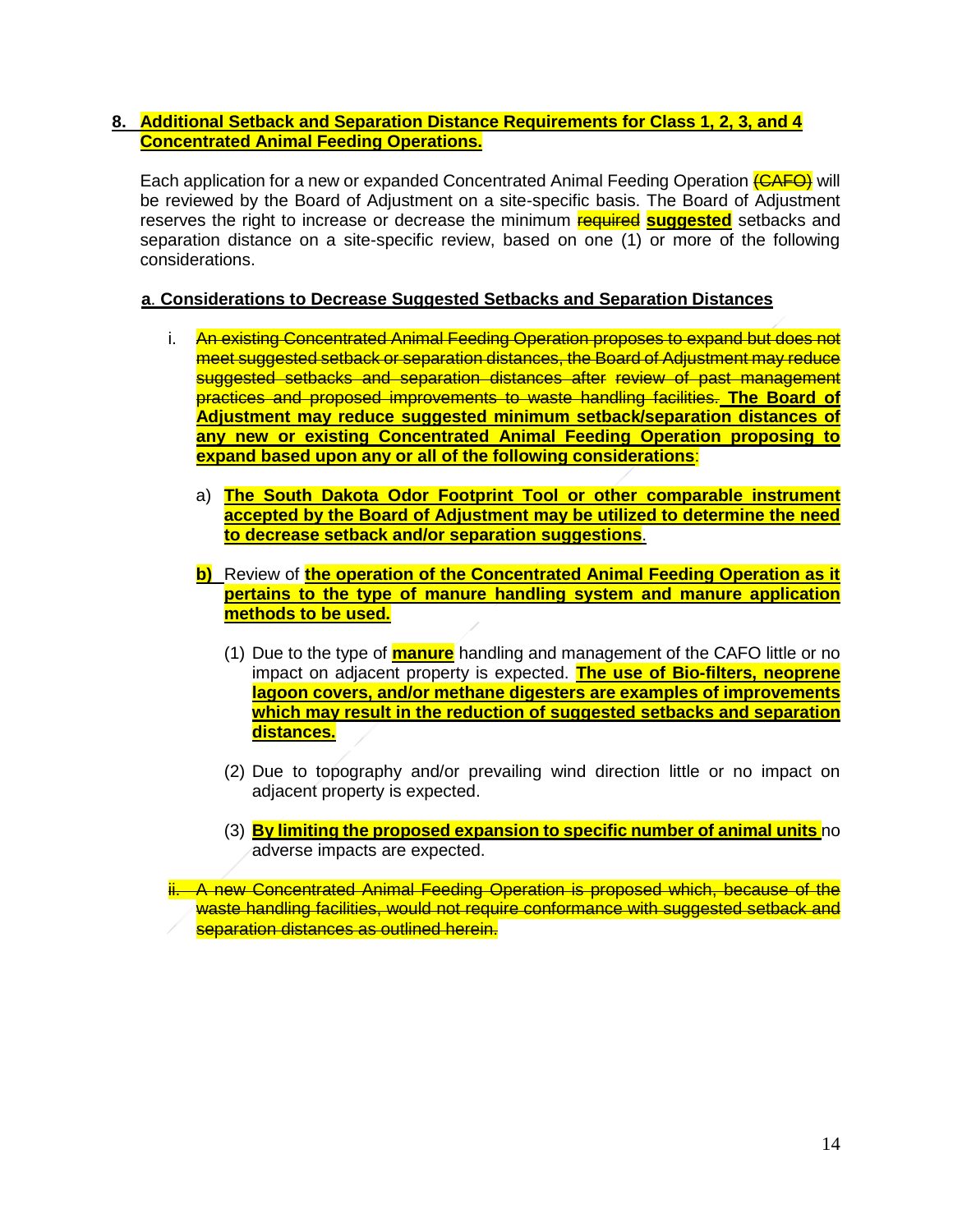**8. Additional Setback and Separation Distance Requirements for Class 1, 2, 3, and 4 Concentrated Animal Feeding Operations.**

Each application for a new or expanded Concentrated Animal Feeding Operation ~~(CAFO)~~ will be reviewed by the Board of Adjustment on a site-specific basis. The Board of Adjustment reserves the right to increase or decrease the minimum ~~required~~ **suggested** setbacks and separation distance on a site-specific review, based on one (1) or more of the following considerations.

**a. Considerations to Decrease Suggested Setbacks and Separation Distances**

i. ~~An existing Concentrated Animal Feeding Operation proposes to expand but does not meet suggested setback or separation distances, the Board of Adjustment may reduce suggested setbacks and separation distances after review of past management practices and proposed improvements to waste handling facilities.~~ **The Board of Adjustment may reduce suggested minimum setback/separation distances of any new or existing Concentrated Animal Feeding Operation proposing to expand based upon any or all of the following considerations**:

a) **The South Dakota Odor Footprint Tool or other comparable instrument accepted by the Board of Adjustment may be utilized to determine the need to decrease setback and/or separation suggestions**.

**b)** Review of **the operation of the Concentrated Animal Feeding Operation as it pertains to the type of manure handling system and manure application methods to be used.**

(1) Due to the type of **manure** handling and management of the CAFO little or no impact on adjacent property is expected. **The use of Bio-filters, neoprene lagoon covers, and/or methane digesters are examples of improvements which may result in the reduction of suggested setbacks and separation distances.**

(2) Due to topography and/or prevailing wind direction little or no impact on adjacent property is expected.

(3) **By limiting the proposed expansion to specific number of animal units** no adverse impacts are expected.

~~ii. A new Concentrated Animal Feeding Operation is proposed which, because of the waste handling facilities, would not require conformance with suggested setback and separation distances as outlined herein.~~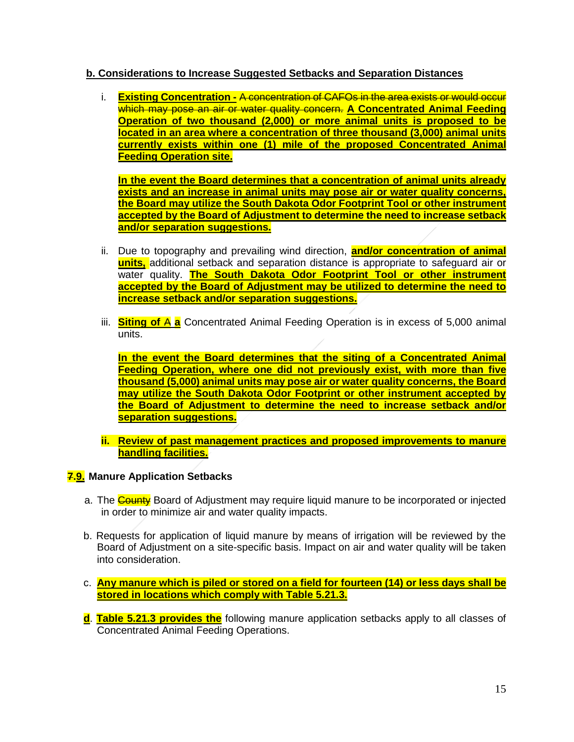**b. Considerations to Increase Suggested Setbacks and Separation Distances**

i. **Existing Concentration -** ~~A concentration of CAFOs in the area exists or would occur which may pose an air or water quality concern.~~ **A Concentrated Animal Feeding Operation of two thousand (2,000) or more animal units is proposed to be located in an area where a concentration of three thousand (3,000) animal units currently exists within one (1) mile of the proposed Concentrated Animal Feeding Operation site.**

   **In the event the Board determines that a concentration of animal units already exists and an increase in animal units may pose air or water quality concerns, the Board may utilize the South Dakota Odor Footprint Tool or other instrument accepted by the Board of Adjustment to determine the need to increase setback and/or separation suggestions.**

ii. Due to topography and prevailing wind direction, **and/or concentration of animal units,** additional setback and separation distance is appropriate to safeguard air or water quality. **The South Dakota Odor Footprint Tool or other instrument accepted by the Board of Adjustment may be utilized to determine the need to increase setback and/or separation suggestions.**

iii. **Siting of** ~~A~~ **a** Concentrated Animal Feeding Operation is in excess of 5,000 animal units.

   **In the event the Board determines that the siting of a Concentrated Animal Feeding Operation, where one did not previously exist, with more than five thousand (5,000) animal units may pose air or water quality concerns, the Board may utilize the South Dakota Odor Footprint or other instrument accepted by the Board of Adjustment to determine the need to increase setback and/or separation suggestions.**

**ii. Review of past management practices and proposed improvements to manure handling facilities.**

### ~~7.~~**9.** Manure Application Setbacks

a. The ~~County~~ Board of Adjustment may require liquid manure to be incorporated or injected in order to minimize air and water quality impacts.

b. Requests for application of liquid manure by means of irrigation will be reviewed by the Board of Adjustment on a site-specific basis. Impact on air and water quality will be taken into consideration.

c. **Any manure which is piled or stored on a field for fourteen (14) or less days shall be stored in locations which comply with Table 5.21.3.**

**d**. **Table 5.21.3 provides the** following manure application setbacks apply to all classes of Concentrated Animal Feeding Operations.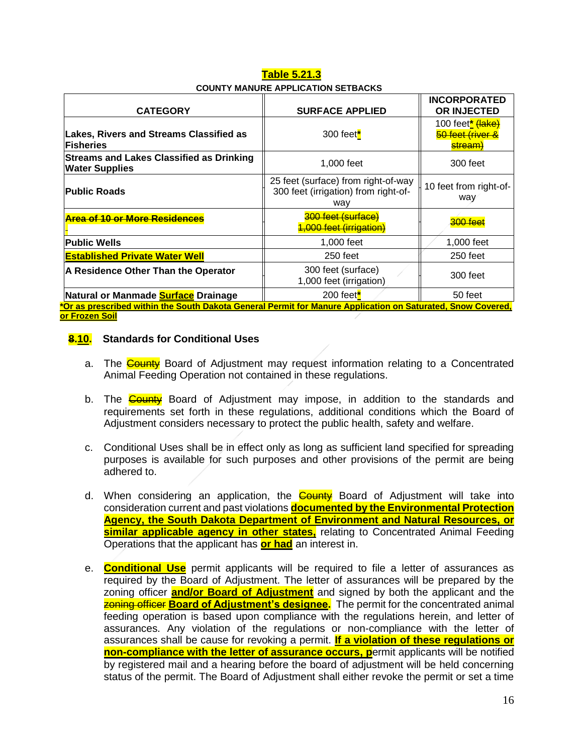**Table 5.21.3**

**COUNTY MANURE APPLICATION SETBACKS**

| CATEGORY | SURFACE APPLIED | INCORPORATED OR INJECTED |
|---|---|---|
| **Lakes, Rivers and Streams Classified as Fisheries** | 300 feet* | 100 feet* ~~(lake)~~ ~~50 feet (river & stream)~~ |
| **Streams and Lakes Classified as Drinking Water Supplies** | 1,000 feet | 300 feet |
| **Public Roads** | 25 feet (surface) from right-of-way 300 feet (irrigation) from right-of-way | 10 feet from right-of-way |
| ~~**Area of 10 or More Residences**~~ | ~~300 feet (surface)~~ ~~1,000 feet (irrigation)~~ | ~~300 feet~~ |
| **Public Wells** | 1,000 feet | 1,000 feet |
| **Established Private Water Well** | 250 feet | 250 feet |
| **A Residence Other Than the Operator** | 300 feet (surface) 1,000 feet (irrigation) | 300 feet |
| **Natural or Manmade Surface Drainage** | 200 feet* | 50 feet |

***Or as prescribed within the South Dakota General Permit for Manure Application on Saturated, Snow Covered, or Frozen Soil**

### ~~8~~.10. Standards for Conditional Uses

a. The ~~County~~ Board of Adjustment may request information relating to a Concentrated Animal Feeding Operation not contained in these regulations.

b. The ~~County~~ Board of Adjustment may impose, in addition to the standards and requirements set forth in these regulations, additional conditions which the Board of Adjustment considers necessary to protect the public health, safety and welfare.

c. Conditional Uses shall be in effect only as long as sufficient land specified for spreading purposes is available for such purposes and other provisions of the permit are being adhered to.

d. When considering an application, the ~~County~~ Board of Adjustment will take into consideration current and past violations **documented by the Environmental Protection Agency, the South Dakota Department of Environment and Natural Resources, or similar applicable agency in other states,** relating to Concentrated Animal Feeding Operations that the applicant has **or had** an interest in.

e. **Conditional Use** permit applicants will be required to file a letter of assurances as required by the Board of Adjustment. The letter of assurances will be prepared by the zoning officer **and/or Board of Adjustment** and signed by both the applicant and the ~~zoning officer~~ **Board of Adjustment's designee.** The permit for the concentrated animal feeding operation is based upon compliance with the regulations herein, and letter of assurances. Any violation of the regulations or non-compliance with the letter of assurances shall be cause for revoking a permit. **If a violation of these regulations or non-compliance with the letter of assurance occurs, p**ermit applicants will be notified by registered mail and a hearing before the board of adjustment will be held concerning status of the permit. The Board of Adjustment shall either revoke the permit or set a time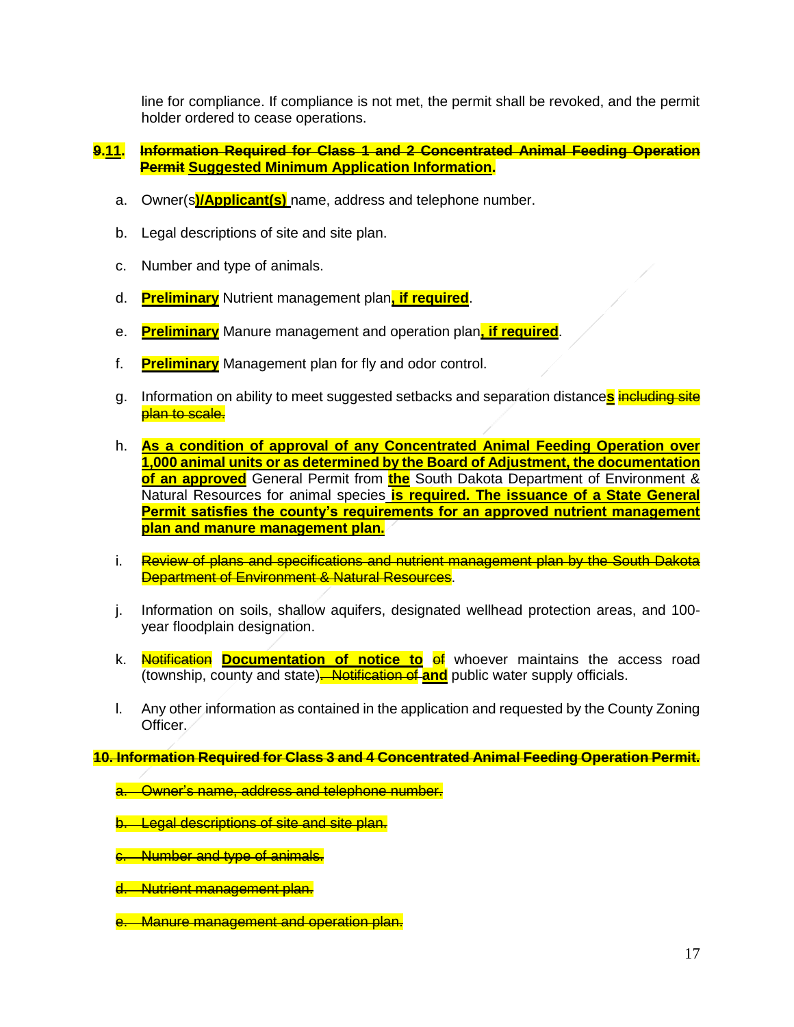line for compliance. If compliance is not met, the permit shall be revoked, and the permit holder ordered to cease operations.

**~~9.~~11. ~~Information Required for Class 1 and 2 Concentrated Animal Feeding Operation Permit~~ Suggested Minimum Application Information.**

a. Owner(s**)/Applicant(s)** name, address and telephone number.

b. Legal descriptions of site and site plan.

c. Number and type of animals.

d. **Preliminary** Nutrient management plan**, if required**.

e. **Preliminary** Manure management and operation plan**, if required**.

f. **Preliminary** Management plan for fly and odor control.

g. Information on ability to meet suggested setbacks and separation distance**s** ~~including site plan to scale.~~

h. **As a condition of approval of any Concentrated Animal Feeding Operation over 1,000 animal units or as determined by the Board of Adjustment, the documentation of an approved** General Permit from **the** South Dakota Department of Environment & Natural Resources for animal species **is required. The issuance of a State General Permit satisfies the county's requirements for an approved nutrient management plan and manure management plan.**

i. ~~Review of plans and specifications and nutrient management plan by the South Dakota Department of Environment & Natural Resources~~.

j. Information on soils, shallow aquifers, designated wellhead protection areas, and 100-year floodplain designation.

k. ~~Notification~~ **Documentation of notice to** ~~of~~ whoever maintains the access road (township, county and state)~~. Notification of~~ **and** public water supply officials.

l. Any other information as contained in the application and requested by the County Zoning Officer.

~~**10. Information Required for Class 3 and 4 Concentrated Animal Feeding Operation Permit.**~~

~~a. Owner's name, address and telephone number.~~

~~b. Legal descriptions of site and site plan.~~

~~c. Number and type of animals.~~

~~d. Nutrient management plan.~~

~~e. Manure management and operation plan.~~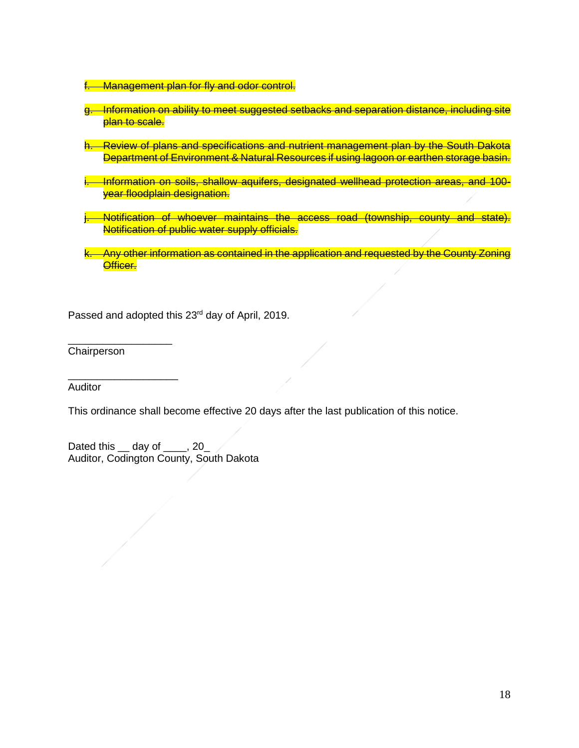~~f. Management plan for fly and odor control.~~

~~g. Information on ability to meet suggested setbacks and separation distance, including site plan to scale.~~

~~h. Review of plans and specifications and nutrient management plan by the South Dakota Department of Environment & Natural Resources if using lagoon or earthen storage basin.~~

~~i. Information on soils, shallow aquifers, designated wellhead protection areas, and 100-year floodplain designation.~~

~~j. Notification of whoever maintains the access road (township, county and state). Notification of public water supply officials.~~

~~k. Any other information as contained in the application and requested by the County Zoning Officer.~~

Passed and adopted this 23rd day of April, 2019.

\_\_\_\_\_\_\_\_\_\_\_\_\_\_\_\_\_\_
Chairperson

\_\_\_\_\_\_\_\_\_\_\_\_\_\_\_\_\_\_\_
Auditor

This ordinance shall become effective 20 days after the last publication of this notice.

Dated this \_\_ day of \_\_\_\_, 20\_
Auditor, Codington County, South Dakota